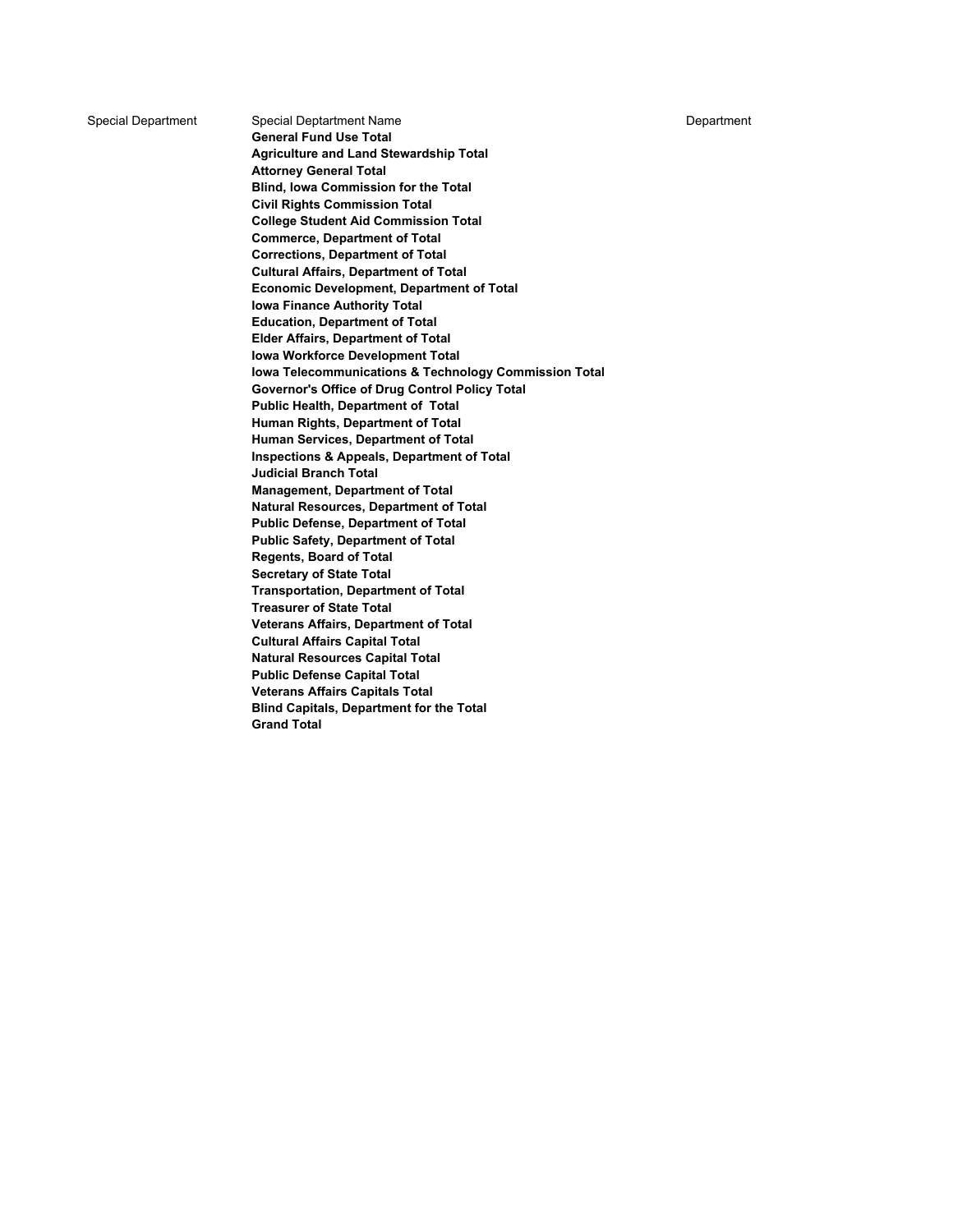| Special Department | Special Deptartment Name | Department |
|---|---|---|
| | **General Fund Use Total** | |
| | **Agriculture and Land Stewardship Total** | |
| | **Attorney General Total** | |
| | **Blind, Iowa Commission for the Total** | |
| | **Civil Rights Commission Total** | |
| | **College Student Aid Commission Total** | |
| | **Commerce, Department of Total** | |
| | **Corrections, Department of Total** | |
| | **Cultural Affairs, Department of Total** | |
| | **Economic Development, Department of Total** | |
| | **Iowa Finance Authority Total** | |
| | **Education, Department of Total** | |
| | **Elder Affairs, Department of Total** | |
| | **Iowa Workforce Development Total** | |
| | **Iowa Telecommunications & Technology Commission Total** | |
| | **Governor's Office of Drug Control Policy Total** | |
| | **Public Health, Department of Total** | |
| | **Human Rights, Department of Total** | |
| | **Human Services, Department of Total** | |
| | **Inspections & Appeals, Department of Total** | |
| | **Judicial Branch Total** | |
| | **Management, Department of Total** | |
| | **Natural Resources, Department of Total** | |
| | **Public Defense, Department of Total** | |
| | **Public Safety, Department of Total** | |
| | **Regents, Board of Total** | |
| | **Secretary of State Total** | |
| | **Transportation, Department of Total** | |
| | **Treasurer of State Total** | |
| | **Veterans Affairs, Department of Total** | |
| | **Cultural Affairs Capital Total** | |
| | **Natural Resources Capital Total** | |
| | **Public Defense Capital Total** | |
| | **Veterans Affairs Capitals Total** | |
| | **Blind Capitals, Department for the Total** | |
| | **Grand Total** | |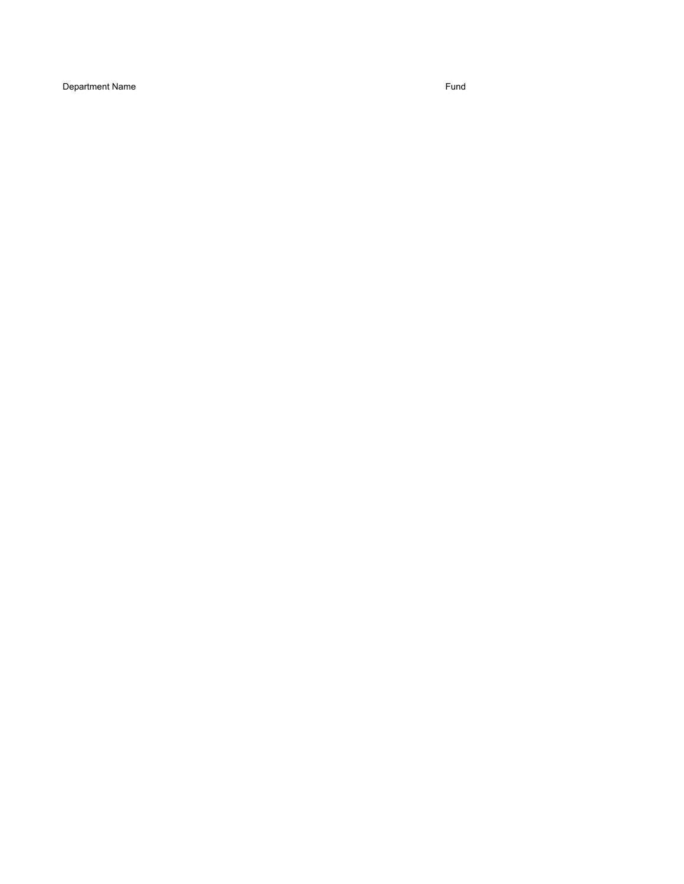| Department Name | Fund |
| --- | --- |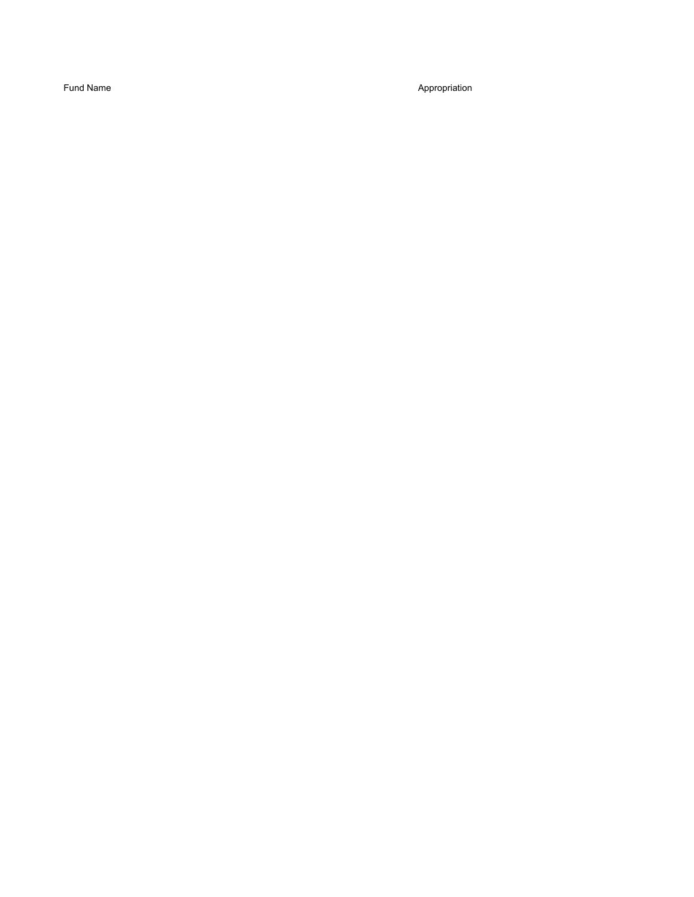| Fund Name | Appropriation |
|---|---|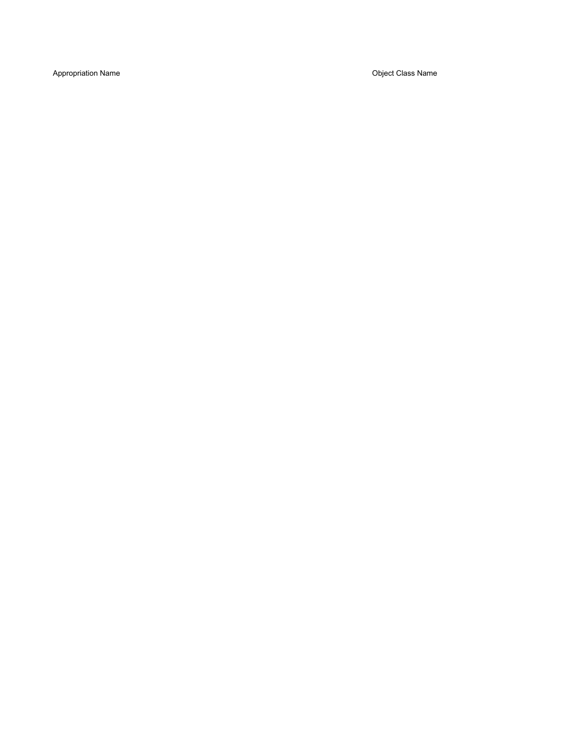| Appropriation Name | Object Class Name |
| --- | --- |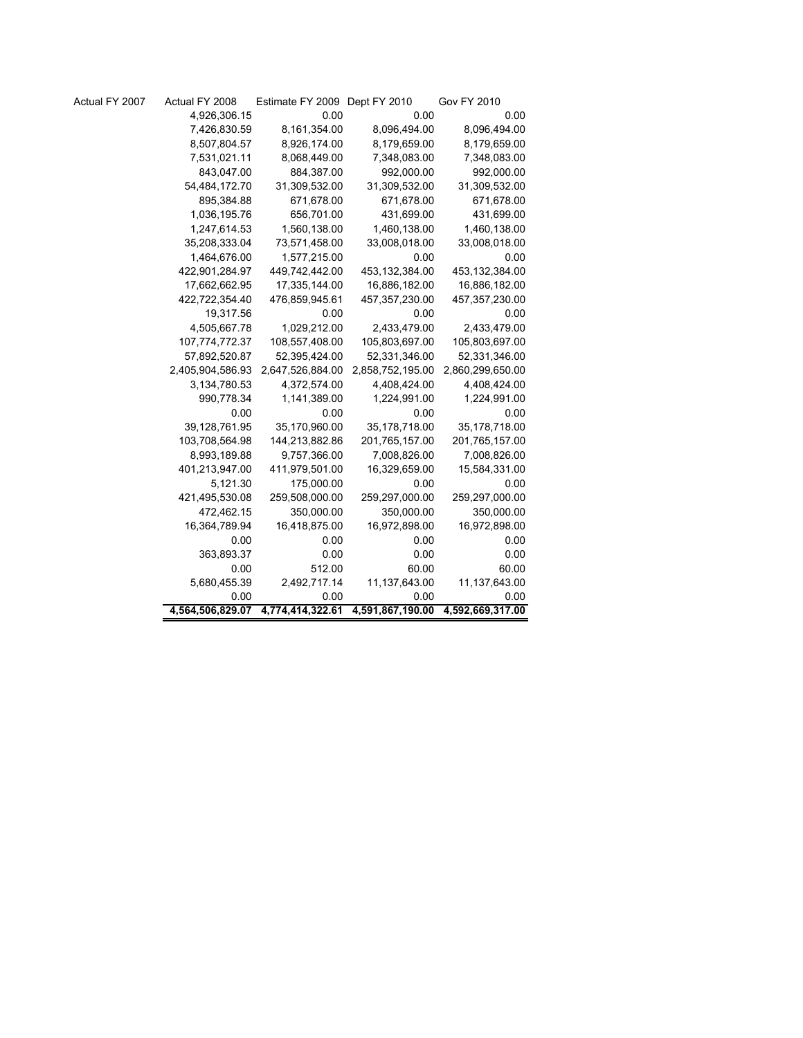| Actual FY 2007 | Actual FY 2008 | Estimate FY 2009 | Dept FY 2010 | Gov FY 2010 |
|---|---|---|---|---|
| | 4,926,306.15 | 0.00 | 0.00 | 0.00 |
| | 7,426,830.59 | 8,161,354.00 | 8,096,494.00 | 8,096,494.00 |
| | 8,507,804.57 | 8,926,174.00 | 8,179,659.00 | 8,179,659.00 |
| | 7,531,021.11 | 8,068,449.00 | 7,348,083.00 | 7,348,083.00 |
| | 843,047.00 | 884,387.00 | 992,000.00 | 992,000.00 |
| | 54,484,172.70 | 31,309,532.00 | 31,309,532.00 | 31,309,532.00 |
| | 895,384.88 | 671,678.00 | 671,678.00 | 671,678.00 |
| | 1,036,195.76 | 656,701.00 | 431,699.00 | 431,699.00 |
| | 1,247,614.53 | 1,560,138.00 | 1,460,138.00 | 1,460,138.00 |
| | 35,208,333.04 | 73,571,458.00 | 33,008,018.00 | 33,008,018.00 |
| | 1,464,676.00 | 1,577,215.00 | 0.00 | 0.00 |
| | 422,901,284.97 | 449,742,442.00 | 453,132,384.00 | 453,132,384.00 |
| | 17,662,662.95 | 17,335,144.00 | 16,886,182.00 | 16,886,182.00 |
| | 422,722,354.40 | 476,859,945.61 | 457,357,230.00 | 457,357,230.00 |
| | 19,317.56 | 0.00 | 0.00 | 0.00 |
| | 4,505,667.78 | 1,029,212.00 | 2,433,479.00 | 2,433,479.00 |
| | 107,774,772.37 | 108,557,408.00 | 105,803,697.00 | 105,803,697.00 |
| | 57,892,520.87 | 52,395,424.00 | 52,331,346.00 | 52,331,346.00 |
| | 2,405,904,586.93 | 2,647,526,884.00 | 2,858,752,195.00 | 2,860,299,650.00 |
| | 3,134,780.53 | 4,372,574.00 | 4,408,424.00 | 4,408,424.00 |
| | 990,778.34 | 1,141,389.00 | 1,224,991.00 | 1,224,991.00 |
| | 0.00 | 0.00 | 0.00 | 0.00 |
| | 39,128,761.95 | 35,170,960.00 | 35,178,718.00 | 35,178,718.00 |
| | 103,708,564.98 | 144,213,882.86 | 201,765,157.00 | 201,765,157.00 |
| | 8,993,189.88 | 9,757,366.00 | 7,008,826.00 | 7,008,826.00 |
| | 401,213,947.00 | 411,979,501.00 | 16,329,659.00 | 15,584,331.00 |
| | 5,121.30 | 175,000.00 | 0.00 | 0.00 |
| | 421,495,530.08 | 259,508,000.00 | 259,297,000.00 | 259,297,000.00 |
| | 472,462.15 | 350,000.00 | 350,000.00 | 350,000.00 |
| | 16,364,789.94 | 16,418,875.00 | 16,972,898.00 | 16,972,898.00 |
| | 0.00 | 0.00 | 0.00 | 0.00 |
| | 363,893.37 | 0.00 | 0.00 | 0.00 |
| | 0.00 | 512.00 | 60.00 | 60.00 |
| | 5,680,455.39 | 2,492,717.14 | 11,137,643.00 | 11,137,643.00 |
| | 0.00 | 0.00 | 0.00 | 0.00 |
| | **4,564,506,829.07** | **4,774,414,322.61** | **4,591,867,190.00** | **4,592,669,317.00** |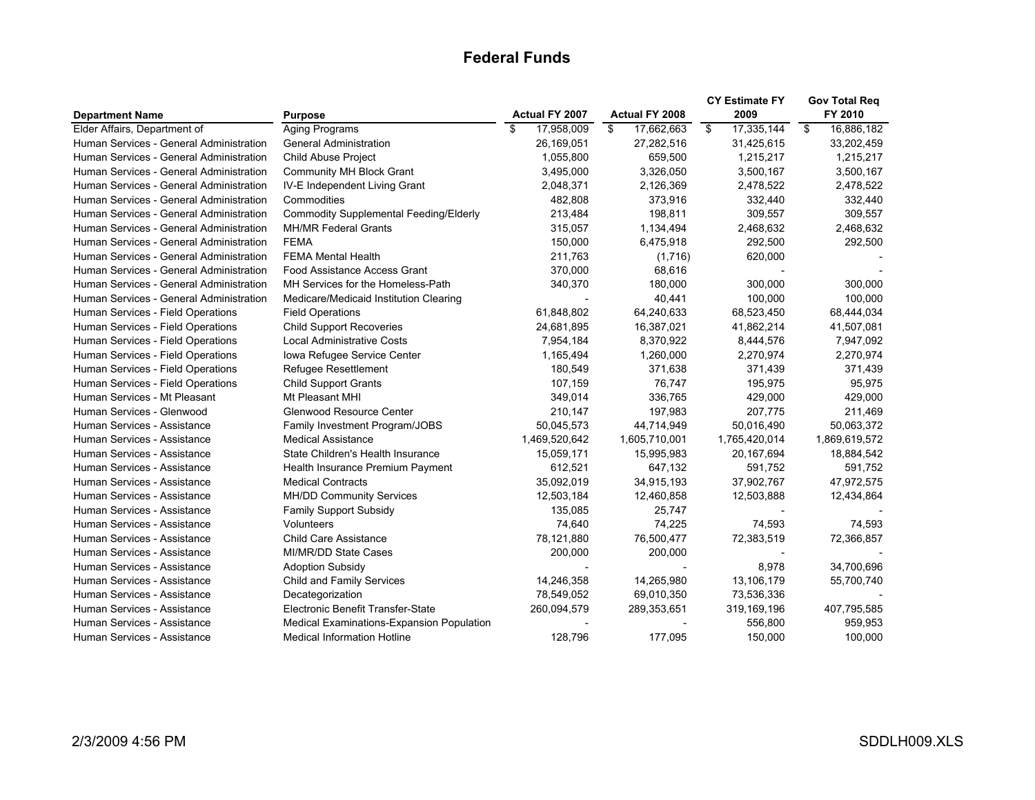# Federal Funds

| Department Name | Purpose | Actual FY 2007 | Actual FY 2008 | CY Estimate FY 2009 | Gov Total Req FY 2010 |
|---|---|---|---|---|---|
| Elder Affairs, Department of | Aging Programs | $ 17,958,009 | $ 17,662,663 | $ 17,335,144 | $ 16,886,182 |
| Human Services - General Administration | General Administration | 26,169,051 | 27,282,516 | 31,425,615 | 33,202,459 |
| Human Services - General Administration | Child Abuse Project | 1,055,800 | 659,500 | 1,215,217 | 1,215,217 |
| Human Services - General Administration | Community MH Block Grant | 3,495,000 | 3,326,050 | 3,500,167 | 3,500,167 |
| Human Services - General Administration | IV-E Independent Living Grant | 2,048,371 | 2,126,369 | 2,478,522 | 2,478,522 |
| Human Services - General Administration | Commodities | 482,808 | 373,916 | 332,440 | 332,440 |
| Human Services - General Administration | Commodity Supplemental Feeding/Elderly | 213,484 | 198,811 | 309,557 | 309,557 |
| Human Services - General Administration | MH/MR Federal Grants | 315,057 | 1,134,494 | 2,468,632 | 2,468,632 |
| Human Services - General Administration | FEMA | 150,000 | 6,475,918 | 292,500 | 292,500 |
| Human Services - General Administration | FEMA Mental Health | 211,763 | (1,716) | 620,000 | - |
| Human Services - General Administration | Food Assistance Access Grant | 370,000 | 68,616 | - | - |
| Human Services - General Administration | MH Services for the Homeless-Path | 340,370 | 180,000 | 300,000 | 300,000 |
| Human Services - General Administration | Medicare/Medicaid Institution Clearing | - | 40,441 | 100,000 | 100,000 |
| Human Services - Field Operations | Field Operations | 61,848,802 | 64,240,633 | 68,523,450 | 68,444,034 |
| Human Services - Field Operations | Child Support Recoveries | 24,681,895 | 16,387,021 | 41,862,214 | 41,507,081 |
| Human Services - Field Operations | Local Administrative Costs | 7,954,184 | 8,370,922 | 8,444,576 | 7,947,092 |
| Human Services - Field Operations | Iowa Refugee Service Center | 1,165,494 | 1,260,000 | 2,270,974 | 2,270,974 |
| Human Services - Field Operations | Refugee Resettlement | 180,549 | 371,638 | 371,439 | 371,439 |
| Human Services - Field Operations | Child Support Grants | 107,159 | 76,747 | 195,975 | 95,975 |
| Human Services - Mt Pleasant | Mt Pleasant MHI | 349,014 | 336,765 | 429,000 | 429,000 |
| Human Services - Glenwood | Glenwood Resource Center | 210,147 | 197,983 | 207,775 | 211,469 |
| Human Services - Assistance | Family Investment Program/JOBS | 50,045,573 | 44,714,949 | 50,016,490 | 50,063,372 |
| Human Services - Assistance | Medical Assistance | 1,469,520,642 | 1,605,710,001 | 1,765,420,014 | 1,869,619,572 |
| Human Services - Assistance | State Children's Health Insurance | 15,059,171 | 15,995,983 | 20,167,694 | 18,884,542 |
| Human Services - Assistance | Health Insurance Premium Payment | 612,521 | 647,132 | 591,752 | 591,752 |
| Human Services - Assistance | Medical Contracts | 35,092,019 | 34,915,193 | 37,902,767 | 47,972,575 |
| Human Services - Assistance | MH/DD Community Services | 12,503,184 | 12,460,858 | 12,503,888 | 12,434,864 |
| Human Services - Assistance | Family Support Subsidy | 135,085 | 25,747 | - | - |
| Human Services - Assistance | Volunteers | 74,640 | 74,225 | 74,593 | 74,593 |
| Human Services - Assistance | Child Care Assistance | 78,121,880 | 76,500,477 | 72,383,519 | 72,366,857 |
| Human Services - Assistance | MI/MR/DD State Cases | 200,000 | 200,000 | - | - |
| Human Services - Assistance | Adoption Subsidy | - | - | 8,978 | 34,700,696 |
| Human Services - Assistance | Child and Family Services | 14,246,358 | 14,265,980 | 13,106,179 | 55,700,740 |
| Human Services - Assistance | Decategorization | 78,549,052 | 69,010,350 | 73,536,336 | - |
| Human Services - Assistance | Electronic Benefit Transfer-State | 260,094,579 | 289,353,651 | 319,169,196 | 407,795,585 |
| Human Services - Assistance | Medical Examinations-Expansion Population | - | - | 556,800 | 959,953 |
| Human Services - Assistance | Medical Information Hotline | 128,796 | 177,095 | 150,000 | 100,000 |

2/3/2009 4:56 PM SDDLH009.XLS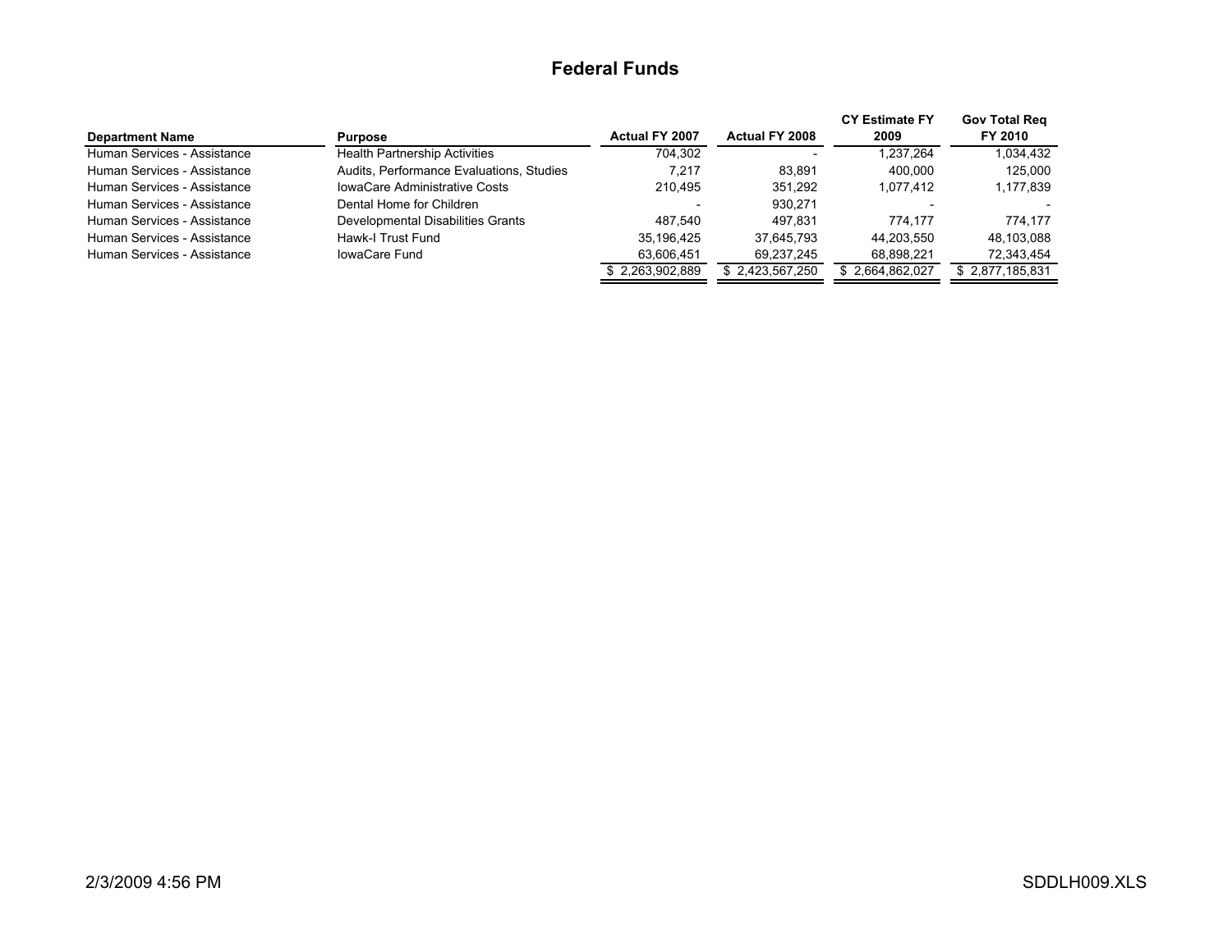# Federal Funds

| Department Name | Purpose | Actual FY 2007 | Actual FY 2008 | CY Estimate FY 2009 | Gov Total Req FY 2010 |
|---|---|---|---|---|---|
| Human Services - Assistance | Health Partnership Activities | 704,302 | - | 1,237,264 | 1,034,432 |
| Human Services - Assistance | Audits, Performance Evaluations, Studies | 7,217 | 83,891 | 400,000 | 125,000 |
| Human Services - Assistance | IowaCare Administrative Costs | 210,495 | 351,292 | 1,077,412 | 1,177,839 |
| Human Services - Assistance | Dental Home for Children | - | 930,271 | - | - |
| Human Services - Assistance | Developmental Disabilities Grants | 487,540 | 497,831 | 774,177 | 774,177 |
| Human Services - Assistance | Hawk-I Trust Fund | 35,196,425 | 37,645,793 | 44,203,550 | 48,103,088 |
| Human Services - Assistance | IowaCare Fund | 63,606,451 | 69,237,245 | 68,898,221 | 72,343,454 |
| | | $ 2,263,902,889 | $ 2,423,567,250 | $ 2,664,862,027 | $ 2,877,185,831 |

2/3/2009 4:56 PM

SDDLH009.XLS